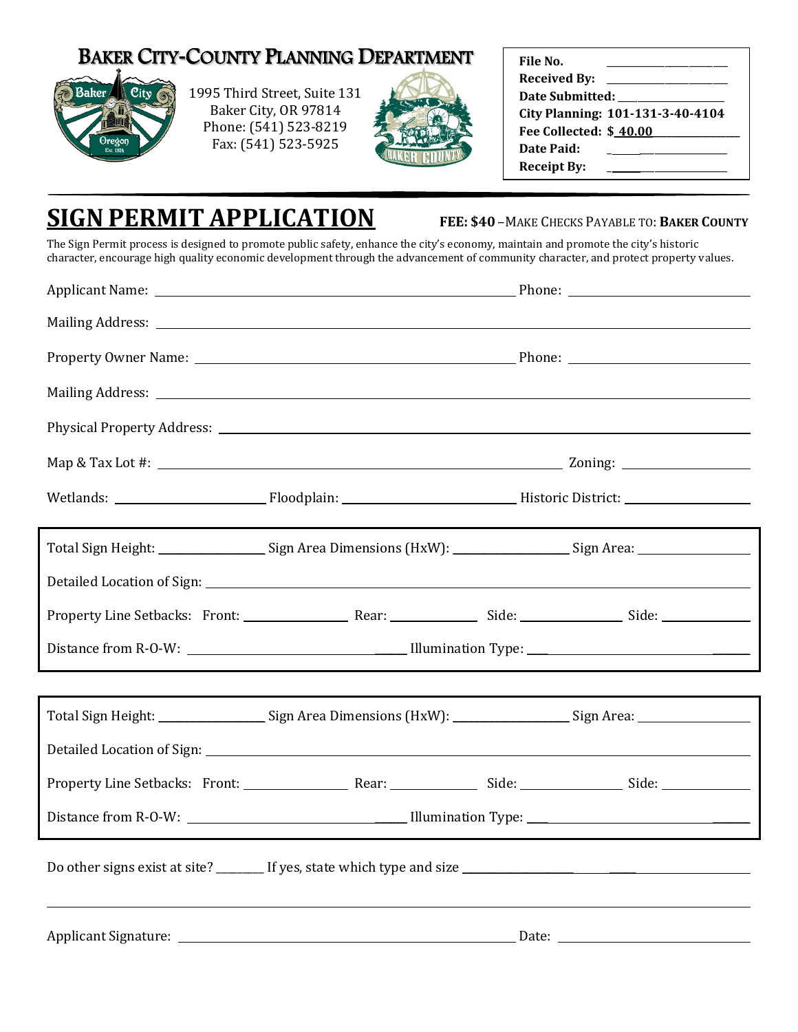# BAKER CITY-COUNTY PLANNING DEPARTMENT

1995 Third Street, Suite 131
Baker City, OR 97814
Phone: (541) 523-8219
Fax: (541) 523-5925

| | |
|---|---|
| **File No.** | ________ |
| **Received By:** | ________ |
| **Date Submitted:** | ________ |
| **City Planning:** | **101-131-3-40-4104** |
| **Fee Collected:** | **$ 40.00** |
| **Date Paid:** | ________ |
| **Receipt By:** | ________ |

# SIGN PERMIT APPLICATION

**FEE: $40** –MAKE CHECKS PAYABLE TO: **BAKER COUNTY**

The Sign Permit process is designed to promote public safety, enhance the city's economy, maintain and promote the city's historic character, encourage high quality economic development through the advancement of community character, and protect property values.

Applicant Name: ______________________ Phone: ______________

Mailing Address: ______________________

Property Owner Name: ______________________ Phone: ______________

Mailing Address: ______________________

Physical Property Address: ______________________

Map & Tax Lot #: ______________________ Zoning: ______________

Wetlands: ______________ Floodplain: ______________ Historic District: ______________

---

Total Sign Height: ____________ Sign Area Dimensions (HxW): ____________ Sign Area: ____________

Detailed Location of Sign: ______________________

Property Line Setbacks: Front: __________ Rear: __________ Side: __________ Side: __________

Distance from R-O-W: ______________ Illumination Type: ______________

---

Total Sign Height: ____________ Sign Area Dimensions (HxW): ____________ Sign Area: ____________

Detailed Location of Sign: ______________________

Property Line Setbacks: Front: __________ Rear: __________ Side: __________ Side: __________

Distance from R-O-W: ______________ Illumination Type: ______________

---

Do other signs exist at site? ________ If yes, state which type and size ______________________

______________________________________________

Applicant Signature: ______________________ Date: ______________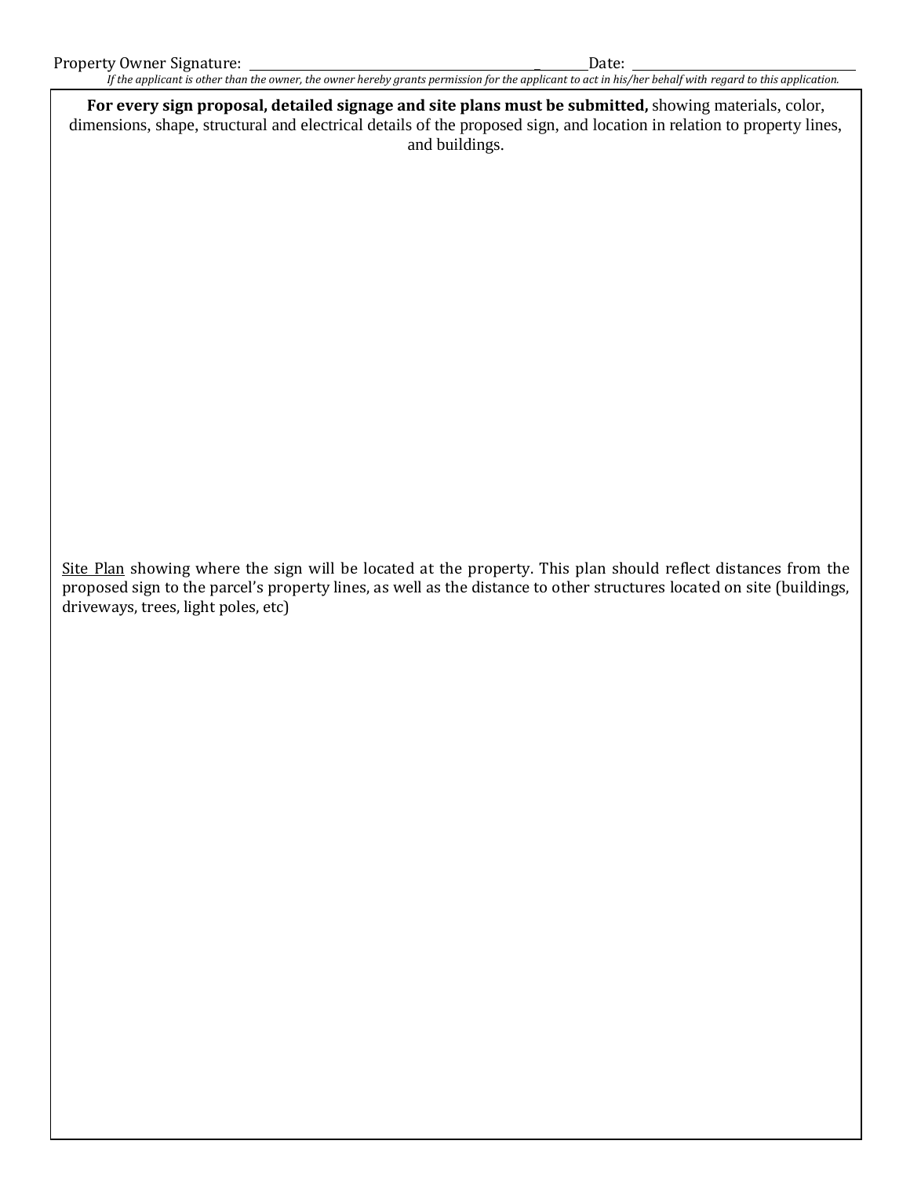Property Owner Signature: ______________________________________________ Date: ______________________________

*If the applicant is other than the owner, the owner hereby grants permission for the applicant to act in his/her behalf with regard to this application.*

**For every sign proposal, detailed signage and site plans must be submitted,** showing materials, color, dimensions, shape, structural and electrical details of the proposed sign, and location in relation to property lines, and buildings.

<u>Site Plan</u> showing where the sign will be located at the property. This plan should reflect distances from the proposed sign to the parcel's property lines, as well as the distance to other structures located on site (buildings, driveways, trees, light poles, etc)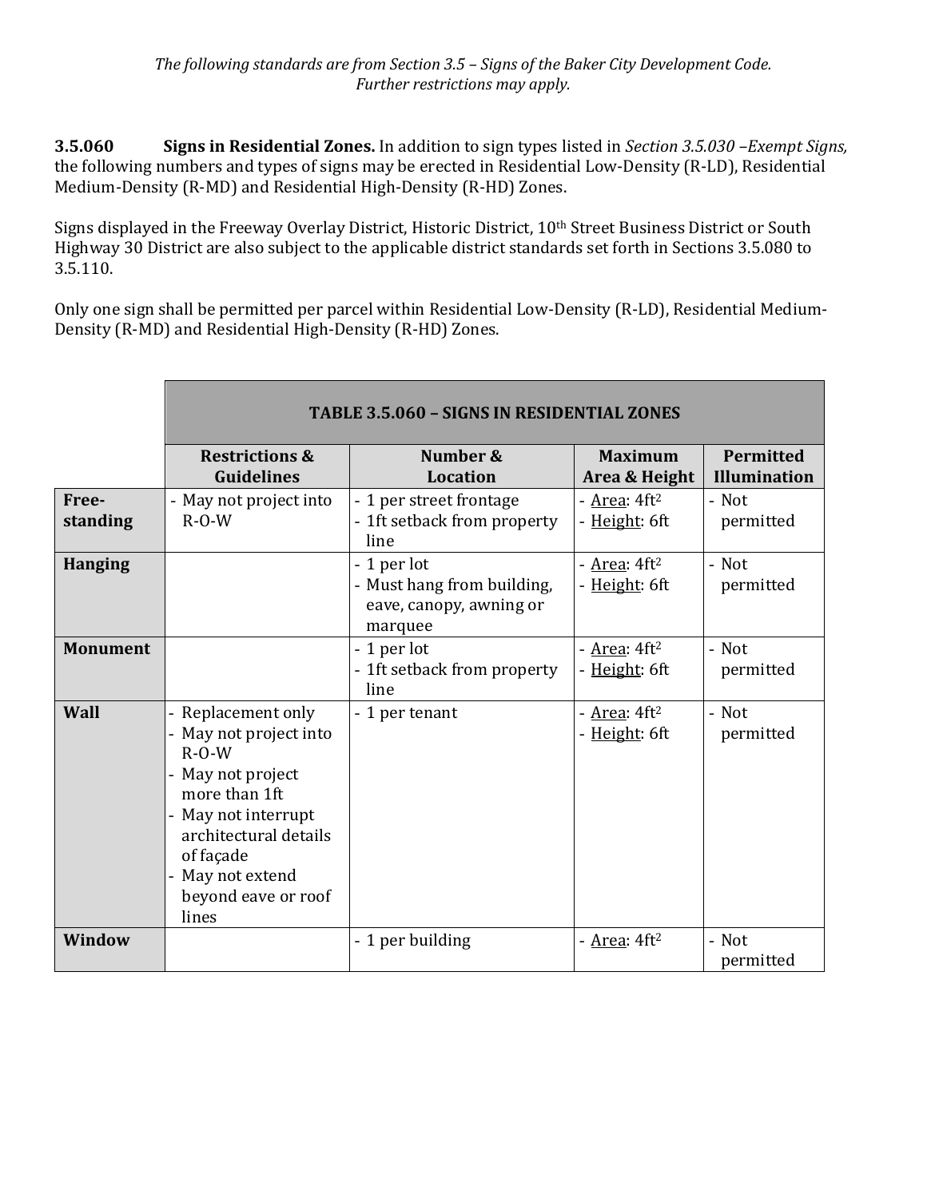*The following standards are from Section 3.5 – Signs of the Baker City Development Code. Further restrictions may apply.*

**3.5.060 Signs in Residential Zones.** In addition to sign types listed in *Section 3.5.030 –Exempt Signs,* the following numbers and types of signs may be erected in Residential Low-Density (R-LD), Residential Medium-Density (R-MD) and Residential High-Density (R-HD) Zones.

Signs displayed in the Freeway Overlay District, Historic District, 10th Street Business District or South Highway 30 District are also subject to the applicable district standards set forth in Sections 3.5.080 to 3.5.110.

Only one sign shall be permitted per parcel within Residential Low-Density (R-LD), Residential Medium-Density (R-MD) and Residential High-Density (R-HD) Zones.

| | TABLE 3.5.060 – SIGNS IN RESIDENTIAL ZONES | | | |
|---|---|---|---|---|
| | **Restrictions & Guidelines** | **Number & Location** | **Maximum Area & Height** | **Permitted Illumination** |
| **Free-standing** | - May not project into R-O-W | - 1 per street frontage<br>- 1ft setback from property line | - Area: $4ft^2$<br>- Height: 6ft | - Not permitted |
| **Hanging** | | - 1 per lot<br>- Must hang from building, eave, canopy, awning or marquee | - Area: $4ft^2$<br>- Height: 6ft | - Not permitted |
| **Monument** | | - 1 per lot<br>- 1ft setback from property line | - Area: $4ft^2$<br>- Height: 6ft | - Not permitted |
| **Wall** | - Replacement only<br>- May not project into R-O-W<br>- May not project more than 1ft<br>- May not interrupt architectural details of façade<br>- May not extend beyond eave or roof lines | - 1 per tenant | - Area: $4ft^2$<br>- Height: 6ft | - Not permitted |
| **Window** | | - 1 per building | - Area: $4ft^2$ | - Not permitted |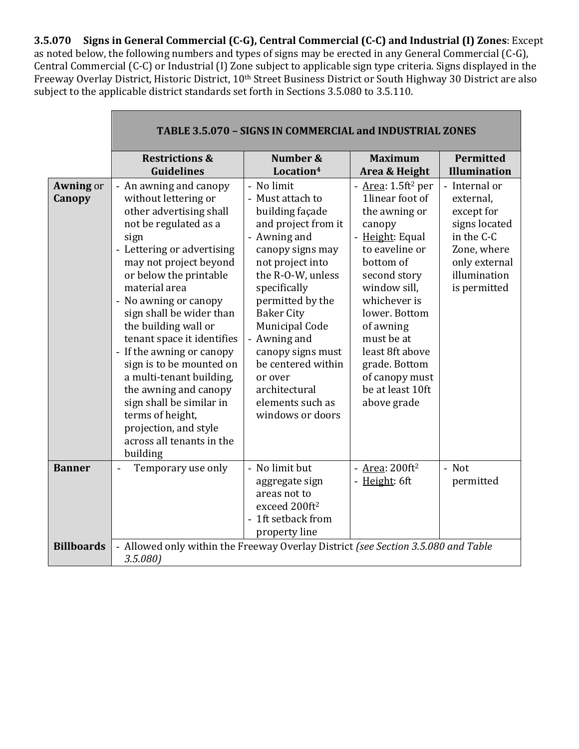**3.5.070 Signs in General Commercial (C-G), Central Commercial (C-C) and Industrial (I) Zones**: Except as noted below, the following numbers and types of signs may be erected in any General Commercial (C-G), Central Commercial (C-C) or Industrial (I) Zone subject to applicable sign type criteria. Signs displayed in the Freeway Overlay District, Historic District, 10th Street Business District or South Highway 30 District are also subject to the applicable district standards set forth in Sections 3.5.080 to 3.5.110.

| | TABLE 3.5.070 – SIGNS IN COMMERCIAL and INDUSTRIAL ZONES | | | |
|---|---|---|---|---|
| | **Restrictions & Guidelines** | **Number & Location[4]** | **Maximum Area & Height** | **Permitted Illumination** |
| **Awning** or **Canopy** | - An awning and canopy without lettering or other advertising shall not be regulated as a sign<br>- Lettering or advertising may not project beyond or below the printable material area<br>- No awning or canopy sign shall be wider than the building wall or tenant space it identifies<br>- If the awning or canopy sign is to be mounted on a multi-tenant building, the awning and canopy sign shall be similar in terms of height, projection, and style across all tenants in the building | - No limit<br>- Must attach to building façade and project from it<br>- Awning and canopy signs may not project into the R-O-W, unless specifically permitted by the Baker City Municipal Code<br>- Awning and canopy signs must be centered within or over architectural elements such as windows or doors | - Area: 1.5ft$^2$ per 1linear foot of the awning or canopy<br>- Height: Equal to eaveline or bottom of second story window sill, whichever is lower. Bottom of awning must be at least 8ft above grade. Bottom of canopy must be at least 10ft above grade | - Internal or external, except for signs located in the C-C Zone, where only external illumination is permitted |
| **Banner** | - Temporary use only | - No limit but aggregate sign areas not to exceed 200ft$^2$<br>- 1ft setback from property line | - Area: 200ft$^2$<br>- Height: 6ft | - Not permitted |
| **Billboards** | - Allowed only within the Freeway Overlay District *(see Section 3.5.080 and Table 3.5.080)* | | | |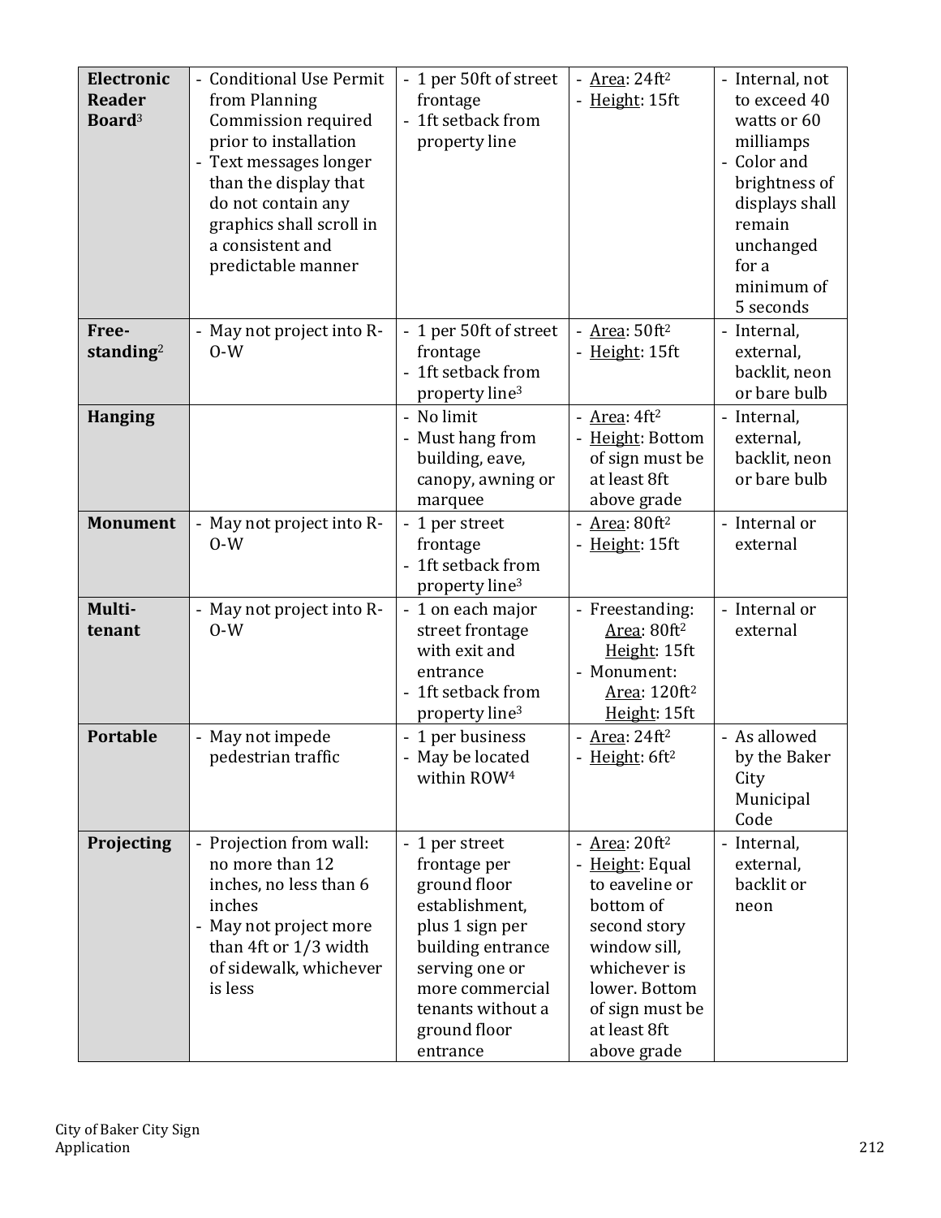| **Electronic Reader Board**[3] | - Conditional Use Permit from Planning Commission required prior to installation<br>- Text messages longer than the display that do not contain any graphics shall scroll in a consistent and predictable manner | - 1 per 50ft of street frontage<br>- 1ft setback from property line | - Area: $24ft^2$<br>- Height: 15ft | - Internal, not to exceed 40 watts or 60 milliamps<br>- Color and brightness of displays shall remain unchanged for a minimum of 5 seconds |
|---|---|---|---|---|
| **Free-standing**[2] | - May not project into R-O-W | - 1 per 50ft of street frontage<br>- 1ft setback from property line[3] | - Area: $50ft^2$<br>- Height: 15ft | - Internal, external, backlit, neon or bare bulb |
| **Hanging** | | - No limit<br>- Must hang from building, eave, canopy, awning or marquee | - Area: $4ft^2$<br>- Height: Bottom of sign must be at least 8ft above grade | - Internal, external, backlit, neon or bare bulb |
| **Monument** | - May not project into R-O-W | - 1 per street frontage<br>- 1ft setback from property line[3] | - Area: $80ft^2$<br>- Height: 15ft | - Internal or external |
| **Multi-tenant** | - May not project into R-O-W | - 1 on each major street frontage with exit and entrance<br>- 1ft setback from property line[3] | - Freestanding: Area: $80ft^2$ Height: 15ft<br>- Monument: Area: $120ft^2$ Height: 15ft | - Internal or external |
| **Portable** | - May not impede pedestrian traffic | - 1 per business<br>- May be located within ROW[4] | - Area: $24ft^2$<br>- Height: $6ft^2$ | - As allowed by the Baker City Municipal Code |
| **Projecting** | - Projection from wall: no more than 12 inches, no less than 6 inches<br>- May not project more than 4ft or 1/3 width of sidewalk, whichever is less | - 1 per street frontage per ground floor establishment, plus 1 sign per building entrance serving one or more commercial tenants without a ground floor entrance | - Area: $20ft^2$<br>- Height: Equal to eaveline or bottom of second story window sill, whichever is lower. Bottom of sign must be at least 8ft above grade | - Internal, external, backlit or neon |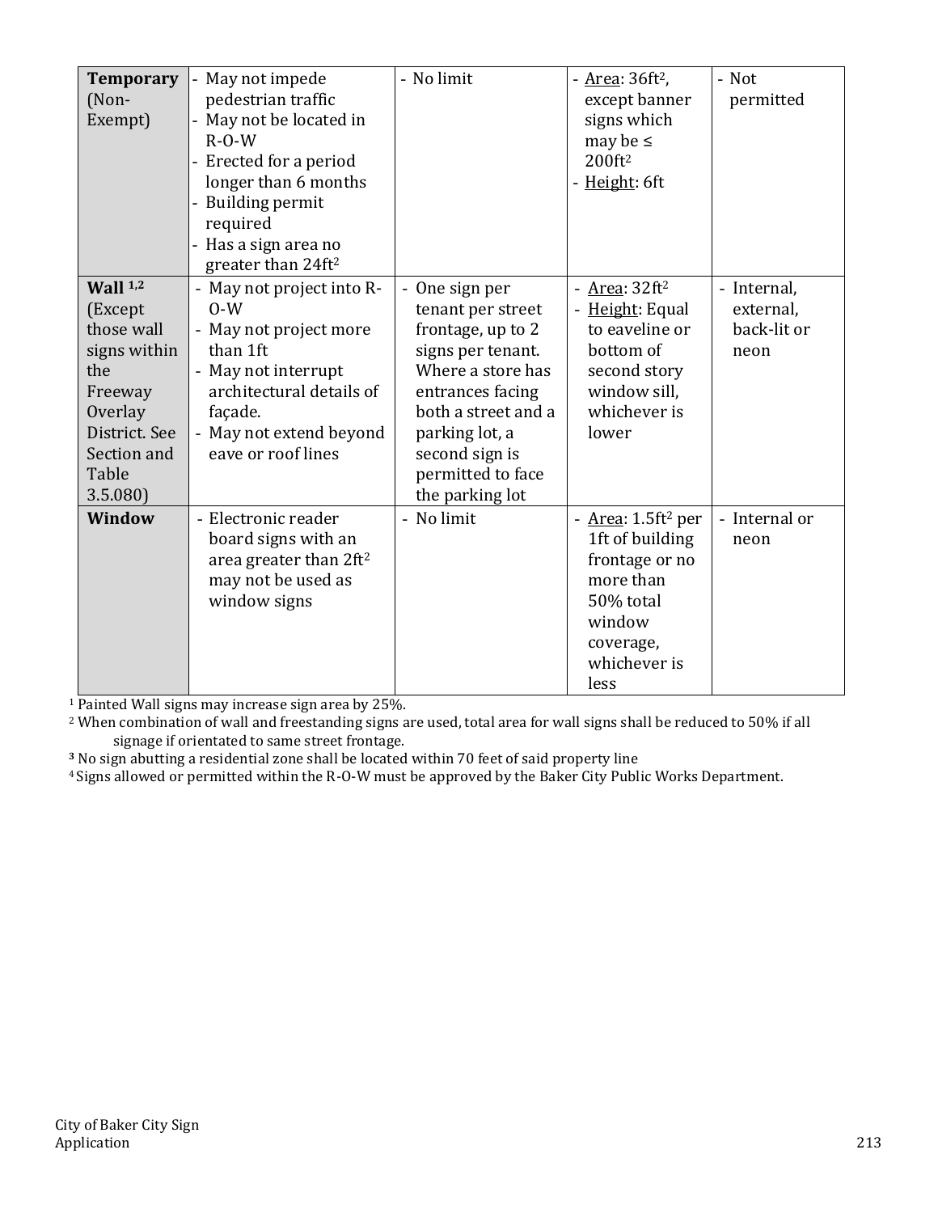| **Temporary** (Non-Exempt) | - May not impede pedestrian traffic<br>- May not be located in R-O-W<br>- Erected for a period longer than 6 months<br>- Building permit required<br>- Has a sign area no greater than 24ft$^2$ | - No limit | - Area: 36ft$^2$, except banner signs which may be ≤ 200ft$^2$<br>- Height: 6ft | - Not permitted |
|---|---|---|---|---|
| **Wall** [1,2] (Except those wall signs within the Freeway Overlay District. See Section and Table 3.5.080) | - May not project into R-O-W<br>- May not project more than 1ft<br>- May not interrupt architectural details of façade.<br>- May not extend beyond eave or roof lines | - One sign per tenant per street frontage, up to 2 signs per tenant. Where a store has entrances facing both a street and a parking lot, a second sign is permitted to face the parking lot | - Area: 32ft$^2$<br>- Height: Equal to eaveline or bottom of second story window sill, whichever is lower | - Internal, external, back-lit or neon |
| **Window** | - Electronic reader board signs with an area greater than 2ft$^2$ may not be used as window signs | - No limit | - Area: 1.5ft$^2$ per 1ft of building frontage or no more than 50% total window coverage, whichever is less | - Internal or neon |

[1] Painted Wall signs may increase sign area by 25%.

[2] When combination of wall and freestanding signs are used, total area for wall signs shall be reduced to 50% if all signage if orientated to same street frontage.

[3] No sign abutting a residential zone shall be located within 70 feet of said property line

[4] Signs allowed or permitted within the R-O-W must be approved by the Baker City Public Works Department.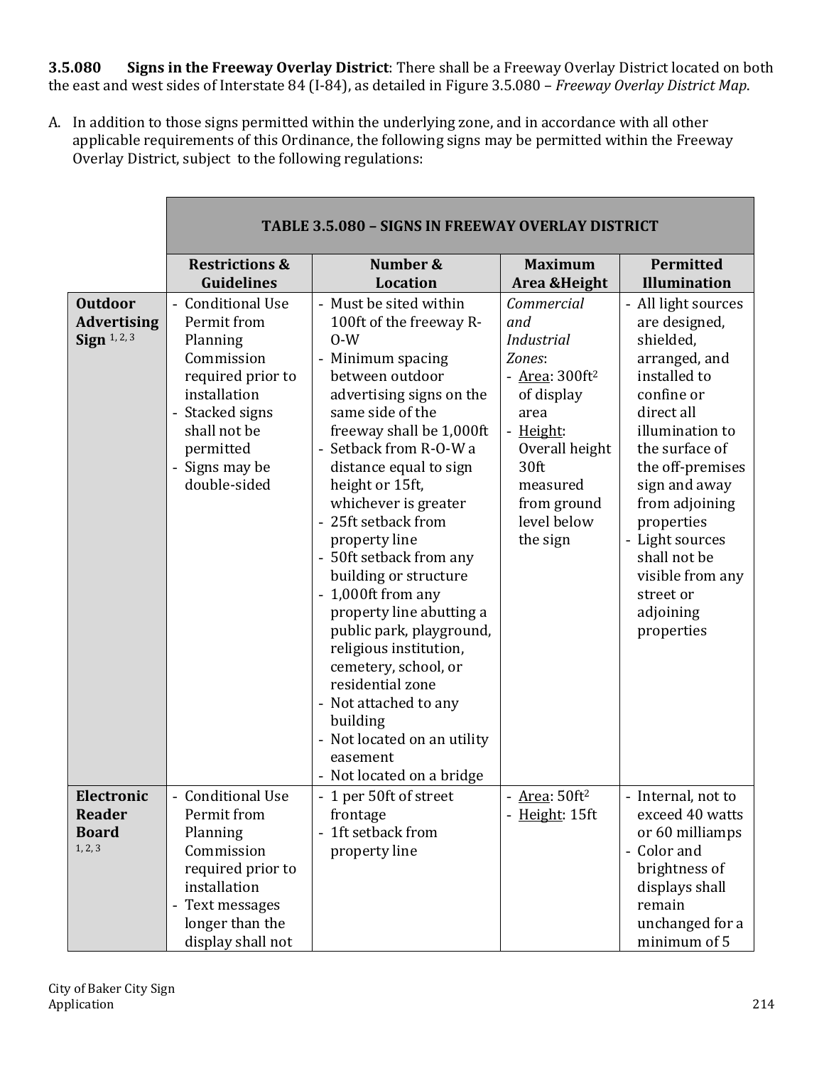**3.5.080 Signs in the Freeway Overlay District**: There shall be a Freeway Overlay District located on both the east and west sides of Interstate 84 (I-84), as detailed in Figure 3.5.080 – *Freeway Overlay District Map*.

A. In addition to those signs permitted within the underlying zone, and in accordance with all other applicable requirements of this Ordinance, the following signs may be permitted within the Freeway Overlay District, subject to the following regulations:

| | TABLE 3.5.080 – SIGNS IN FREEWAY OVERLAY DISTRICT | | | |
|---|---|---|---|---|
| | **Restrictions & Guidelines** | **Number & Location** | **Maximum Area &Height** | **Permitted Illumination** |
| **Outdoor Advertising Sign** [1, 2, 3] | - Conditional Use Permit from Planning Commission required prior to installation<br>- Stacked signs shall not be permitted<br>- Signs may be double-sided | - Must be sited within 100ft of the freeway R-O-W<br>- Minimum spacing between outdoor advertising signs on the same side of the freeway shall be 1,000ft<br>- Setback from R-O-W a distance equal to sign height or 15ft, whichever is greater<br>- 25ft setback from property line<br>- 50ft setback from any building or structure<br>- 1,000ft from any property line abutting a public park, playground, religious institution, cemetery, school, or residential zone<br>- Not attached to any building<br>- Not located on an utility easement<br>- Not located on a bridge | *Commercial and Industrial Zones*:<br>- Area: 300ft² of display area<br>- Height: Overall height 30ft measured from ground level below the sign | - All light sources are designed, shielded, arranged, and installed to confine or direct all illumination to the surface of the off-premises sign and away from adjoining properties<br>- Light sources shall not be visible from any street or adjoining properties |
| **Electronic Reader Board** [1, 2, 3] | - Conditional Use Permit from Planning Commission required prior to installation<br>- Text messages longer than the display shall not | - 1 per 50ft of street frontage<br>- 1ft setback from property line | - Area: 50ft²<br>- Height: 15ft | - Internal, not to exceed 40 watts or 60 milliamps<br>- Color and brightness of displays shall remain unchanged for a minimum of 5 |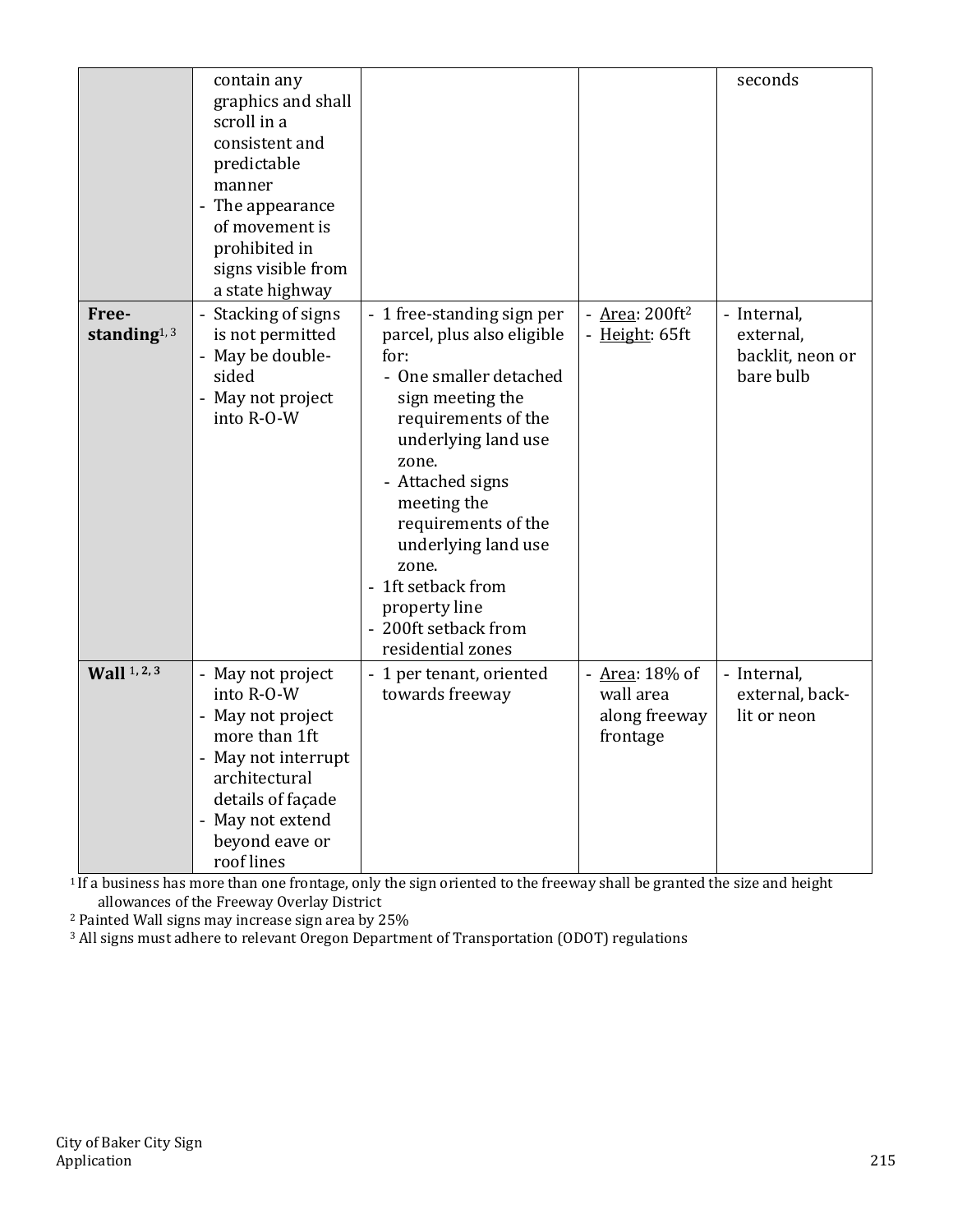| | | | | |
|---|---|---|---|---|
| | contain any graphics and shall scroll in a consistent and predictable manner<br>- The appearance of movement is prohibited in signs visible from a state highway | | | seconds |
| **Free-standing**[1, 3] | - Stacking of signs is not permitted<br>- May be double-sided<br>- May not project into R-O-W | - 1 free-standing sign per parcel, plus also eligible for:<br>  - One smaller detached sign meeting the requirements of the underlying land use zone.<br>  - Attached signs meeting the requirements of the underlying land use zone.<br>- 1ft setback from property line<br>- 200ft setback from residential zones | - Area: 200ft²<br>- Height: 65ft | - Internal, external, backlit, neon or bare bulb |
| **Wall** [1, 2, 3] | - May not project into R-O-W<br>- May not project more than 1ft<br>- May not interrupt architectural details of façade<br>- May not extend beyond eave or roof lines | - 1 per tenant, oriented towards freeway | - Area: 18% of wall area along freeway frontage | - Internal, external, back-lit or neon |

[1] If a business has more than one frontage, only the sign oriented to the freeway shall be granted the size and height allowances of the Freeway Overlay District

[2] Painted Wall signs may increase sign area by 25%

[3] All signs must adhere to relevant Oregon Department of Transportation (ODOT) regulations